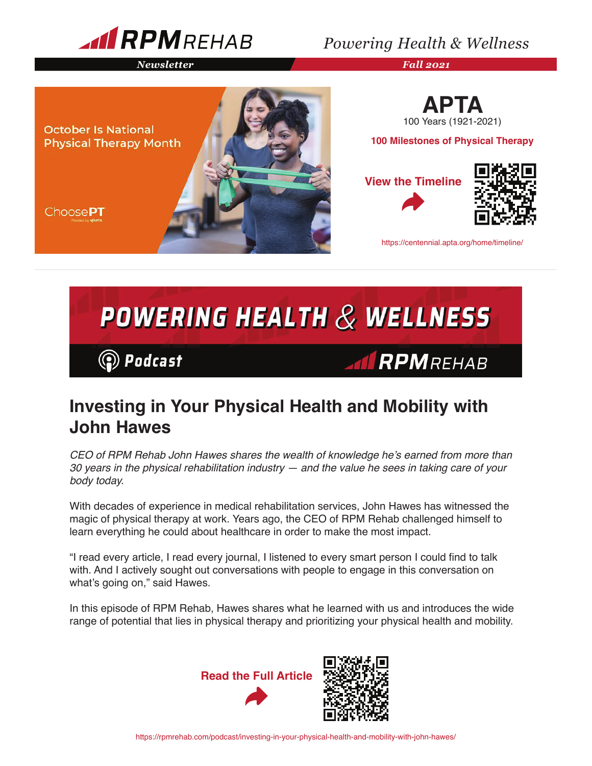# RPM REHAB

*Powering Health & Wellness*

***Newsletter*** — ***Fall 2021***

October Is National Physical Therapy Month

ChoosePT

Provided by APTA

## APTA

100 Years (1921-2021)

**100 Milestones of Physical Therapy**

**View the Timeline**

https://centennial.apta.org/home/timeline/

---

# POWERING HEALTH & WELLNESS

**Podcast** — RPM REHAB

## Investing in Your Physical Health and Mobility with John Hawes

*CEO of RPM Rehab John Hawes shares the wealth of knowledge he's earned from more than 30 years in the physical rehabilitation industry — and the value he sees in taking care of your body today.*

With decades of experience in medical rehabilitation services, John Hawes has witnessed the magic of physical therapy at work. Years ago, the CEO of RPM Rehab challenged himself to learn everything he could about healthcare in order to make the most impact.

"I read every article, I read every journal, I listened to every smart person I could find to talk with. And I actively sought out conversations with people to engage in this conversation on what's going on," said Hawes.

In this episode of RPM Rehab, Hawes shares what he learned with us and introduces the wide range of potential that lies in physical therapy and prioritizing your physical health and mobility.

**Read the Full Article**

https://rpmrehab.com/podcast/investing-in-your-physical-health-and-mobility-with-john-hawes/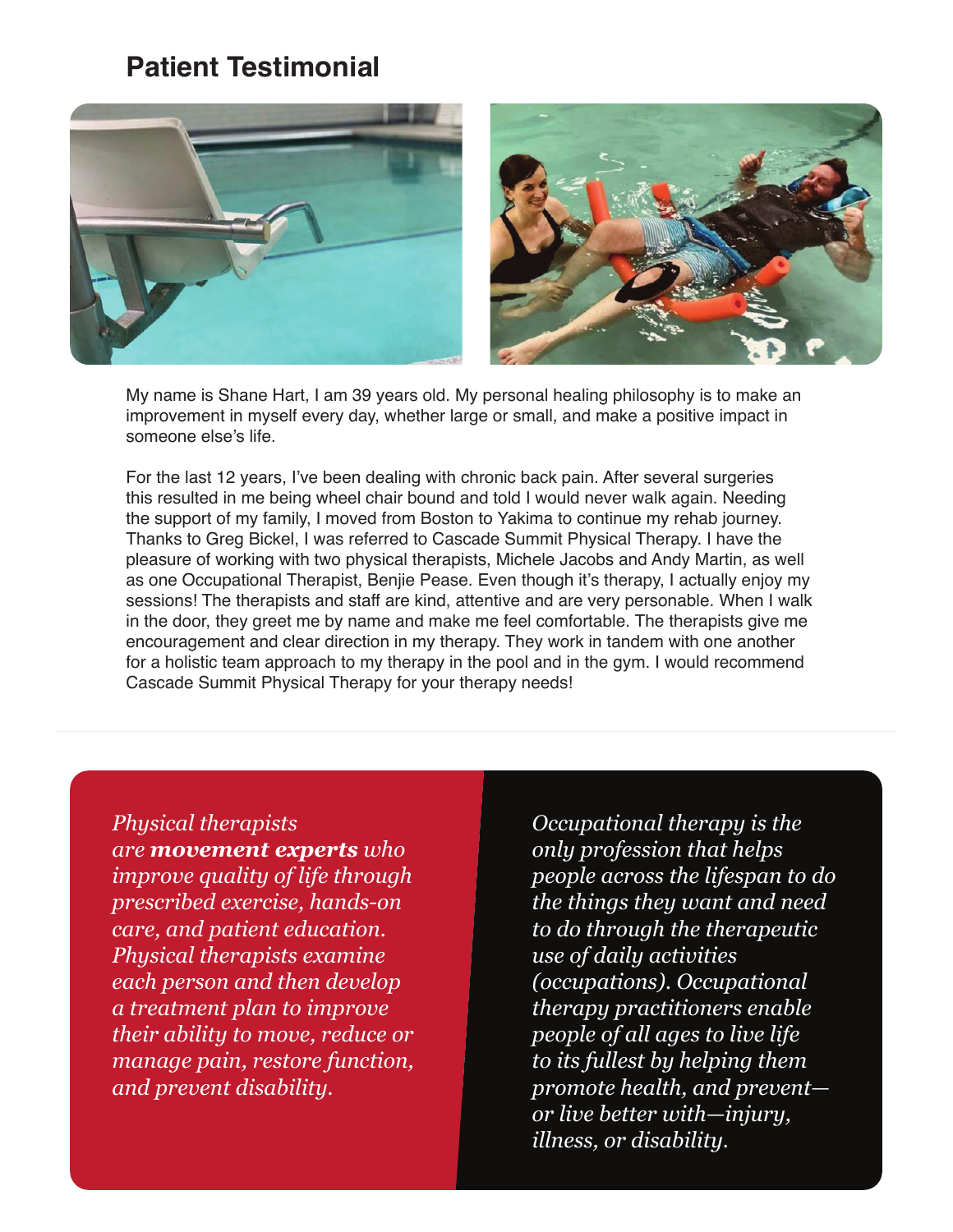## Patient Testimonial

My name is Shane Hart, I am 39 years old. My personal healing philosophy is to make an improvement in myself every day, whether large or small, and make a positive impact in someone else's life.

For the last 12 years, I've been dealing with chronic back pain. After several surgeries this resulted in me being wheel chair bound and told I would never walk again. Needing the support of my family, I moved from Boston to Yakima to continue my rehab journey. Thanks to Greg Bickel, I was referred to Cascade Summit Physical Therapy. I have the pleasure of working with two physical therapists, Michele Jacobs and Andy Martin, as well as one Occupational Therapist, Benjie Pease. Even though it's therapy, I actually enjoy my sessions! The therapists and staff are kind, attentive and are very personable. When I walk in the door, they greet me by name and make me feel comfortable. The therapists give me encouragement and clear direction in my therapy. They work in tandem with one another for a holistic team approach to my therapy in the pool and in the gym. I would recommend Cascade Summit Physical Therapy for your therapy needs!

---

*Physical therapists are **movement experts** who improve quality of life through prescribed exercise, hands-on care, and patient education. Physical therapists examine each person and then develop a treatment plan to improve their ability to move, reduce or manage pain, restore function, and prevent disability.*

*Occupational therapy is the only profession that helps people across the lifespan to do the things they want and need to do through the therapeutic use of daily activities (occupations). Occupational therapy practitioners enable people of all ages to live life to its fullest by helping them promote health, and prevent—or live better with—injury, illness, or disability.*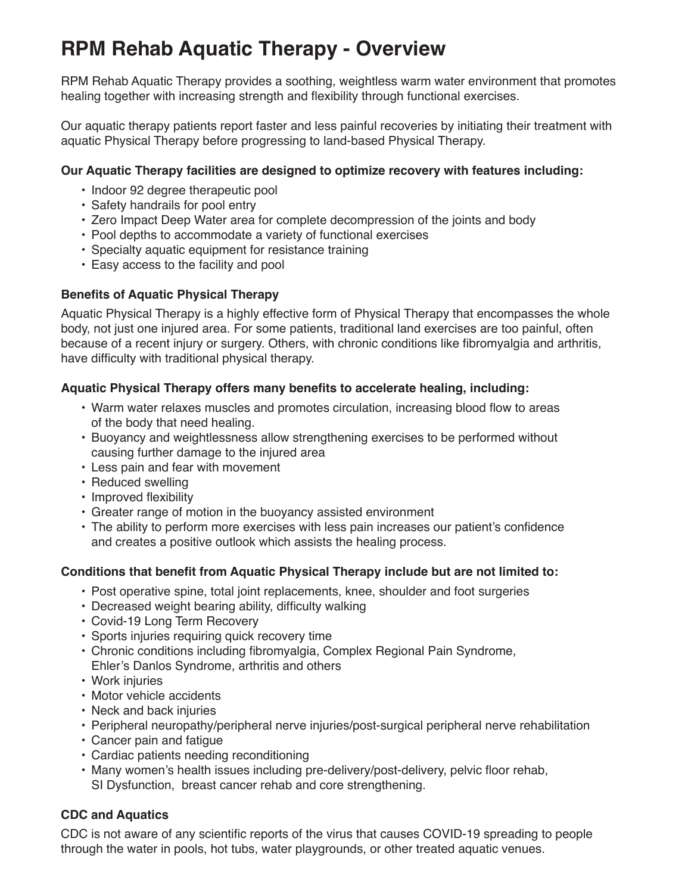# RPM Rehab Aquatic Therapy - Overview

RPM Rehab Aquatic Therapy provides a soothing, weightless warm water environment that promotes healing together with increasing strength and flexibility through functional exercises.

Our aquatic therapy patients report faster and less painful recoveries by initiating their treatment with aquatic Physical Therapy before progressing to land-based Physical Therapy.

**Our Aquatic Therapy facilities are designed to optimize recovery with features including:**

- Indoor 92 degree therapeutic pool
- Safety handrails for pool entry
- Zero Impact Deep Water area for complete decompression of the joints and body
- Pool depths to accommodate a variety of functional exercises
- Specialty aquatic equipment for resistance training
- Easy access to the facility and pool

**Benefits of Aquatic Physical Therapy**

Aquatic Physical Therapy is a highly effective form of Physical Therapy that encompasses the whole body, not just one injured area. For some patients, traditional land exercises are too painful, often because of a recent injury or surgery. Others, with chronic conditions like fibromyalgia and arthritis, have difficulty with traditional physical therapy.

**Aquatic Physical Therapy offers many benefits to accelerate healing, including:**

- Warm water relaxes muscles and promotes circulation, increasing blood flow to areas of the body that need healing.
- Buoyancy and weightlessness allow strengthening exercises to be performed without causing further damage to the injured area
- Less pain and fear with movement
- Reduced swelling
- Improved flexibility
- Greater range of motion in the buoyancy assisted environment
- The ability to perform more exercises with less pain increases our patient's confidence and creates a positive outlook which assists the healing process.

**Conditions that benefit from Aquatic Physical Therapy include but are not limited to:**

- Post operative spine, total joint replacements, knee, shoulder and foot surgeries
- Decreased weight bearing ability, difficulty walking
- Covid-19 Long Term Recovery
- Sports injuries requiring quick recovery time
- Chronic conditions including fibromyalgia, Complex Regional Pain Syndrome, Ehler's Danlos Syndrome, arthritis and others
- Work injuries
- Motor vehicle accidents
- Neck and back injuries
- Peripheral neuropathy/peripheral nerve injuries/post-surgical peripheral nerve rehabilitation
- Cancer pain and fatigue
- Cardiac patients needing reconditioning
- Many women's health issues including pre-delivery/post-delivery, pelvic floor rehab, SI Dysfunction, breast cancer rehab and core strengthening.

**CDC and Aquatics**

CDC is not aware of any scientific reports of the virus that causes COVID-19 spreading to people through the water in pools, hot tubs, water playgrounds, or other treated aquatic venues.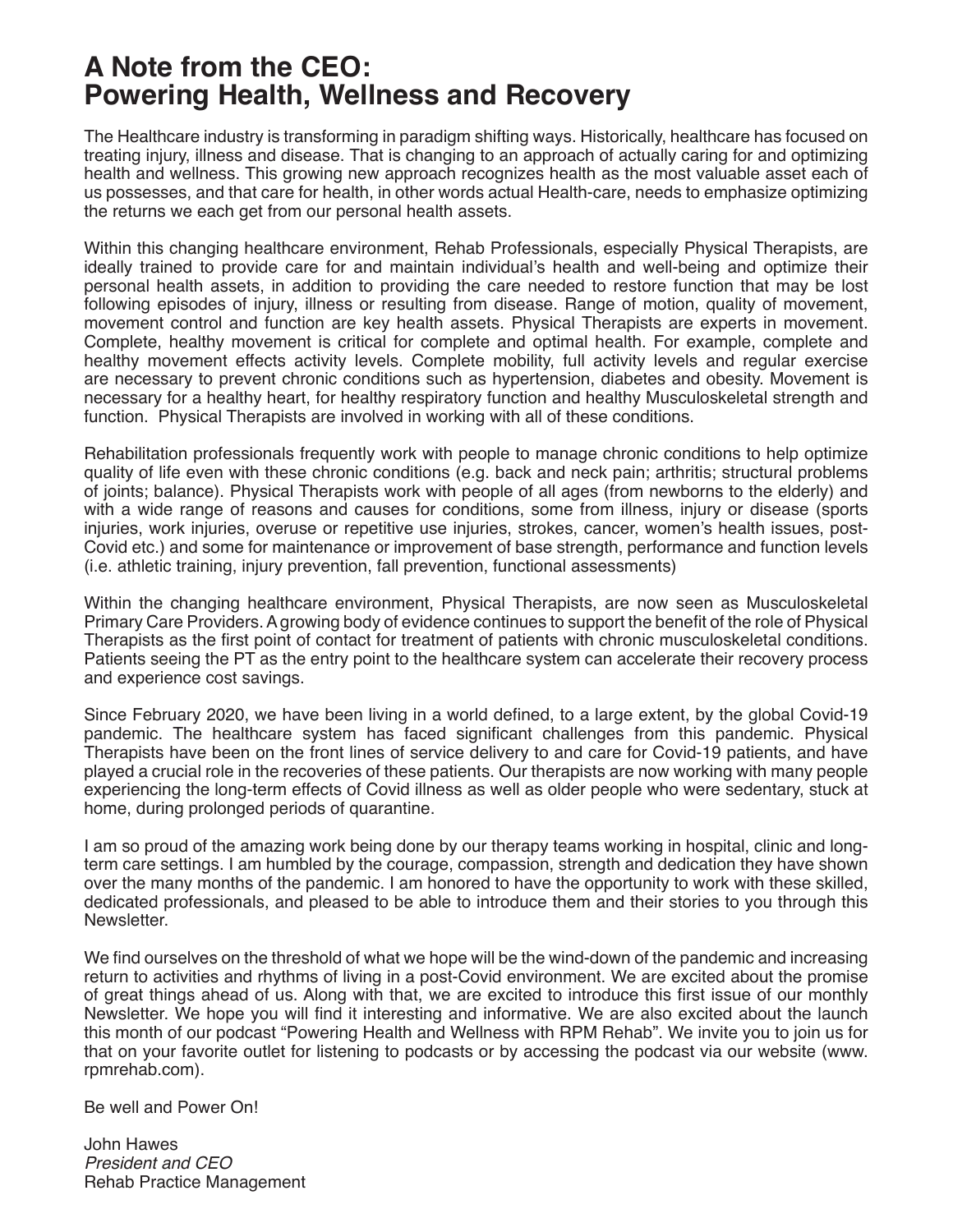# A Note from the CEO: Powering Health, Wellness and Recovery

The Healthcare industry is transforming in paradigm shifting ways. Historically, healthcare has focused on treating injury, illness and disease. That is changing to an approach of actually caring for and optimizing health and wellness. This growing new approach recognizes health as the most valuable asset each of us possesses, and that care for health, in other words actual Health-care, needs to emphasize optimizing the returns we each get from our personal health assets.

Within this changing healthcare environment, Rehab Professionals, especially Physical Therapists, are ideally trained to provide care for and maintain individual's health and well-being and optimize their personal health assets, in addition to providing the care needed to restore function that may be lost following episodes of injury, illness or resulting from disease. Range of motion, quality of movement, movement control and function are key health assets. Physical Therapists are experts in movement. Complete, healthy movement is critical for complete and optimal health. For example, complete and healthy movement effects activity levels. Complete mobility, full activity levels and regular exercise are necessary to prevent chronic conditions such as hypertension, diabetes and obesity. Movement is necessary for a healthy heart, for healthy respiratory function and healthy Musculoskeletal strength and function. Physical Therapists are involved in working with all of these conditions.

Rehabilitation professionals frequently work with people to manage chronic conditions to help optimize quality of life even with these chronic conditions (e.g. back and neck pain; arthritis; structural problems of joints; balance). Physical Therapists work with people of all ages (from newborns to the elderly) and with a wide range of reasons and causes for conditions, some from illness, injury or disease (sports injuries, work injuries, overuse or repetitive use injuries, strokes, cancer, women's health issues, post-Covid etc.) and some for maintenance or improvement of base strength, performance and function levels (i.e. athletic training, injury prevention, fall prevention, functional assessments)

Within the changing healthcare environment, Physical Therapists, are now seen as Musculoskeletal Primary Care Providers. A growing body of evidence continues to support the benefit of the role of Physical Therapists as the first point of contact for treatment of patients with chronic musculoskeletal conditions. Patients seeing the PT as the entry point to the healthcare system can accelerate their recovery process and experience cost savings.

Since February 2020, we have been living in a world defined, to a large extent, by the global Covid-19 pandemic. The healthcare system has faced significant challenges from this pandemic. Physical Therapists have been on the front lines of service delivery to and care for Covid-19 patients, and have played a crucial role in the recoveries of these patients. Our therapists are now working with many people experiencing the long-term effects of Covid illness as well as older people who were sedentary, stuck at home, during prolonged periods of quarantine.

I am so proud of the amazing work being done by our therapy teams working in hospital, clinic and long-term care settings. I am humbled by the courage, compassion, strength and dedication they have shown over the many months of the pandemic. I am honored to have the opportunity to work with these skilled, dedicated professionals, and pleased to be able to introduce them and their stories to you through this Newsletter.

We find ourselves on the threshold of what we hope will be the wind-down of the pandemic and increasing return to activities and rhythms of living in a post-Covid environment. We are excited about the promise of great things ahead of us. Along with that, we are excited to introduce this first issue of our monthly Newsletter. We hope you will find it interesting and informative. We are also excited about the launch this month of our podcast "Powering Health and Wellness with RPM Rehab". We invite you to join us for that on your favorite outlet for listening to podcasts or by accessing the podcast via our website (www.rpmrehab.com).

Be well and Power On!

John Hawes  
*President and CEO*  
Rehab Practice Management